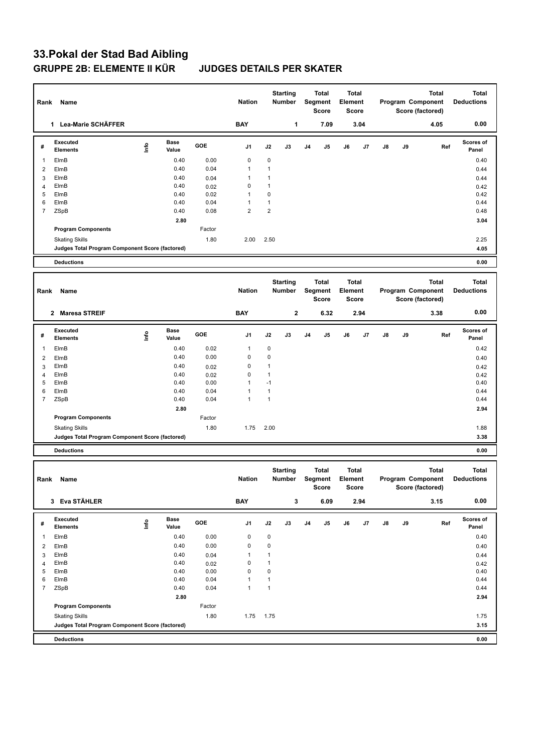# 33.Pokal der Stad Bad Aibling

## GRUPPE 2B: ELEMENTE II KÜR JUDGES DETAILS PER SKATER

| Rank | Name | Nation | Starting Number | Total Segment Score | Total Element Score | Total Program Component Score (factored) | Total Deductions |
|---|---|---|---|---|---|---|---|
| 1 | Lea-Marie SCHÄFFER | BAY | 1 | 7.09 | 3.04 | 4.05 | 0.00 |

| # | Executed Elements | Info | Base Value | GOE | J1 | J2 | J3 | J4 | J5 | J6 | J7 | J8 | J9 | Ref | Scores of Panel |
|---|---|---|---|---|---|---|---|---|---|---|---|---|---|---|---|
| 1 | ElmB | | 0.40 | 0.00 | 0 | 0 | | | | | | | | | 0.40 |
| 2 | ElmB | | 0.40 | 0.04 | 1 | 1 | | | | | | | | | 0.44 |
| 3 | ElmB | | 0.40 | 0.04 | 1 | 1 | | | | | | | | | 0.44 |
| 4 | ElmB | | 0.40 | 0.02 | 0 | 1 | | | | | | | | | 0.42 |
| 5 | ElmB | | 0.40 | 0.02 | 1 | 0 | | | | | | | | | 0.42 |
| 6 | ElmB | | 0.40 | 0.04 | 1 | 1 | | | | | | | | | 0.44 |
| 7 | ZSpB | | 0.40 | 0.08 | 2 | 2 | | | | | | | | | 0.48 |
| | | | 2.80 | | | | | | | | | | | | 3.04 |
| | Program Components | | | Factor | | | | | | | | | | | |
| | Skating Skills | | | 1.80 | 2.00 | 2.50 | | | | | | | | | 2.25 |
| | Judges Total Program Component Score (factored) | | | | | | | | | | | | | | 4.05 |
| | Deductions | | | | | | | | | | | | | | 0.00 |

| Rank | Name | Nation | Starting Number | Total Segment Score | Total Element Score | Total Program Component Score (factored) | Total Deductions |
|---|---|---|---|---|---|---|---|
| 2 | Maresa STREIF | BAY | 2 | 6.32 | 2.94 | 3.38 | 0.00 |

| # | Executed Elements | Info | Base Value | GOE | J1 | J2 | J3 | J4 | J5 | J6 | J7 | J8 | J9 | Ref | Scores of Panel |
|---|---|---|---|---|---|---|---|---|---|---|---|---|---|---|---|
| 1 | ElmB | | 0.40 | 0.02 | 1 | 0 | | | | | | | | | 0.42 |
| 2 | ElmB | | 0.40 | 0.00 | 0 | 0 | | | | | | | | | 0.40 |
| 3 | ElmB | | 0.40 | 0.02 | 0 | 1 | | | | | | | | | 0.42 |
| 4 | ElmB | | 0.40 | 0.02 | 0 | 1 | | | | | | | | | 0.42 |
| 5 | ElmB | | 0.40 | 0.00 | 1 | -1 | | | | | | | | | 0.40 |
| 6 | ElmB | | 0.40 | 0.04 | 1 | 1 | | | | | | | | | 0.44 |
| 7 | ZSpB | | 0.40 | 0.04 | 1 | 1 | | | | | | | | | 0.44 |
| | | | 2.80 | | | | | | | | | | | | 2.94 |
| | Program Components | | | Factor | | | | | | | | | | | |
| | Skating Skills | | | 1.80 | 1.75 | 2.00 | | | | | | | | | 1.88 |
| | Judges Total Program Component Score (factored) | | | | | | | | | | | | | | 3.38 |
| | Deductions | | | | | | | | | | | | | | 0.00 |

| Rank | Name | Nation | Starting Number | Total Segment Score | Total Element Score | Total Program Component Score (factored) | Total Deductions |
|---|---|---|---|---|---|---|---|
| 3 | Eva STÄHLER | BAY | 3 | 6.09 | 2.94 | 3.15 | 0.00 |

| # | Executed Elements | Info | Base Value | GOE | J1 | J2 | J3 | J4 | J5 | J6 | J7 | J8 | J9 | Ref | Scores of Panel |
|---|---|---|---|---|---|---|---|---|---|---|---|---|---|---|---|
| 1 | ElmB | | 0.40 | 0.00 | 0 | 0 | | | | | | | | | 0.40 |
| 2 | ElmB | | 0.40 | 0.00 | 0 | 0 | | | | | | | | | 0.40 |
| 3 | ElmB | | 0.40 | 0.04 | 1 | 1 | | | | | | | | | 0.44 |
| 4 | ElmB | | 0.40 | 0.02 | 0 | 1 | | | | | | | | | 0.42 |
| 5 | ElmB | | 0.40 | 0.00 | 0 | 0 | | | | | | | | | 0.40 |
| 6 | ElmB | | 0.40 | 0.04 | 1 | 1 | | | | | | | | | 0.44 |
| 7 | ZSpB | | 0.40 | 0.04 | 1 | 1 | | | | | | | | | 0.44 |
| | | | 2.80 | | | | | | | | | | | | 2.94 |
| | Program Components | | | Factor | | | | | | | | | | | |
| | Skating Skills | | | 1.80 | 1.75 | 1.75 | | | | | | | | | 1.75 |
| | Judges Total Program Component Score (factored) | | | | | | | | | | | | | | 3.15 |
| | Deductions | | | | | | | | | | | | | | 0.00 |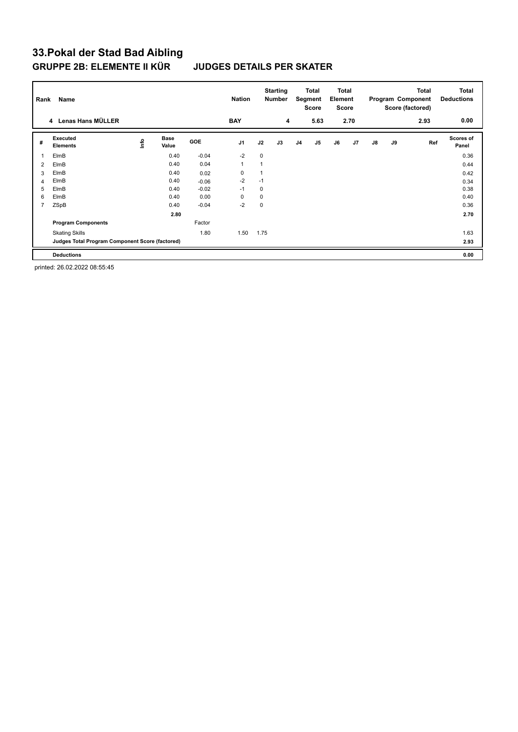# 33.Pokal der Stad Bad Aibling

## GRUPPE 2B: ELEMENTE II KÜR JUDGES DETAILS PER SKATER

| Rank | Name | Nation | Starting Number | Total Segment Score | Total Element Score | Total Program Component Score (factored) | Total Deductions |
|---|---|---|---|---|---|---|---|
| 4 | Lenas Hans MÜLLER | BAY | 4 | 5.63 | 2.70 | 2.93 | 0.00 |

| # | Executed Elements | Info | Base Value | GOE | J1 | J2 | J3 | J4 | J5 | J6 | J7 | J8 | J9 | Ref | Scores of Panel |
|---|---|---|---|---|---|---|---|---|---|---|---|---|---|---|---|
| 1 | ElmB | | 0.40 | -0.04 | -2 | 0 | | | | | | | | | 0.36 |
| 2 | ElmB | | 0.40 | 0.04 | 1 | 1 | | | | | | | | | 0.44 |
| 3 | ElmB | | 0.40 | 0.02 | 0 | 1 | | | | | | | | | 0.42 |
| 4 | ElmB | | 0.40 | -0.06 | -2 | -1 | | | | | | | | | 0.34 |
| 5 | ElmB | | 0.40 | -0.02 | -1 | 0 | | | | | | | | | 0.38 |
| 6 | ElmB | | 0.40 | 0.00 | 0 | 0 | | | | | | | | | 0.40 |
| 7 | ZSpB | | 0.40 | -0.04 | -2 | 0 | | | | | | | | | 0.36 |
| | | | 2.80 | | | | | | | | | | | | 2.70 |
| | Program Components | | | Factor | | | | | | | | | | | |
| | Skating Skills | | | 1.80 | 1.50 | 1.75 | | | | | | | | | 1.63 |
| | Judges Total Program Component Score (factored) | | | | | | | | | | | | | | 2.93 |
| | Deductions | | | | | | | | | | | | | | 0.00 |

printed: 26.02.2022 08:55:45